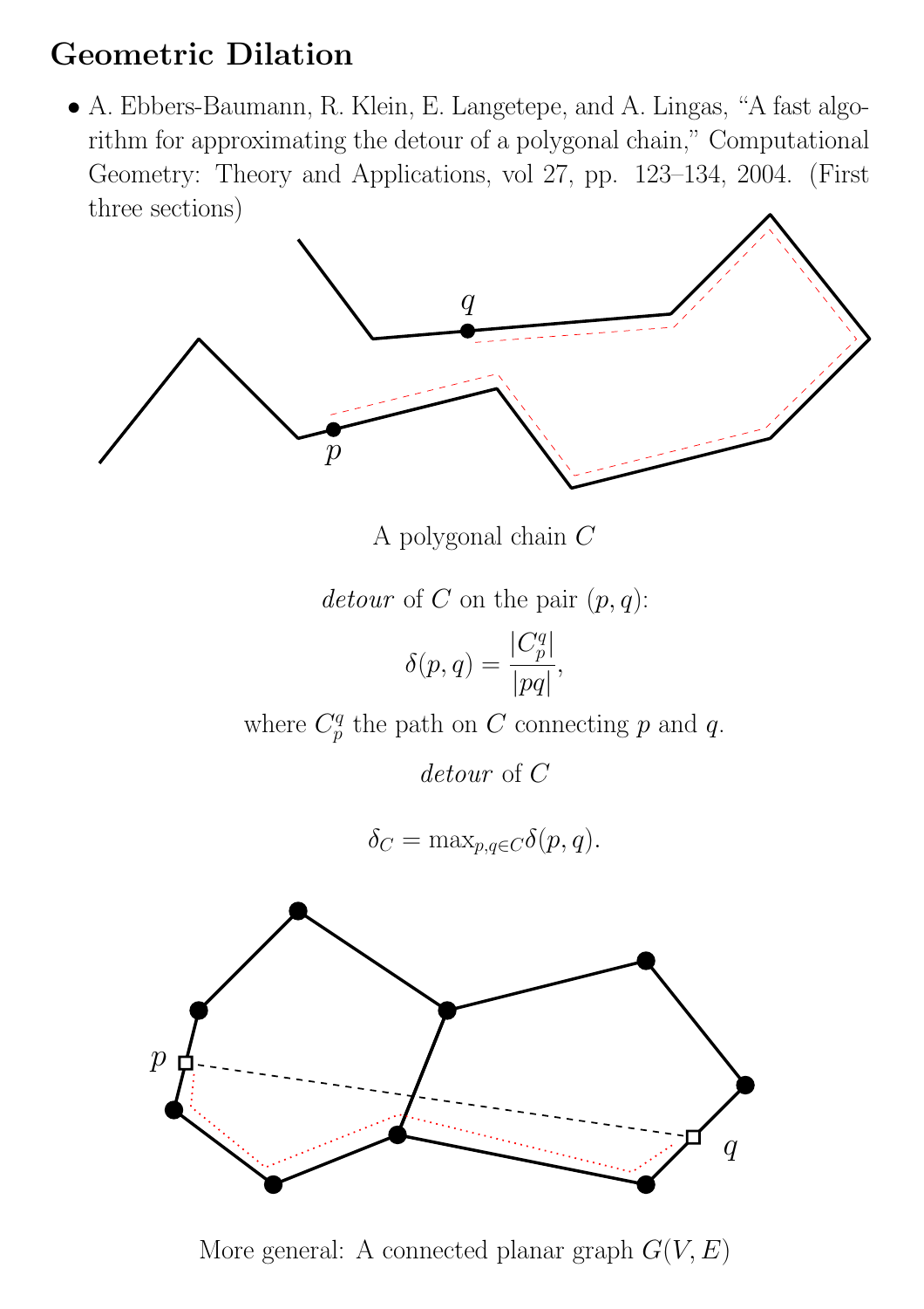## Geometric Dilation

- A. Ebbers-Baumann, R. Klein, E. Langetepe, and A. Lingas, "A fast algorithm for approximating the detour of a polygonal chain," Computational Geometry: Theory and Applications, vol 27, pp. 123–134, 2004. (First three sections)

A polygonal chain $C$

*detour* of $C$ on the pair $(p, q)$:

$$\delta(p, q) = \frac{|C_p^q|}{|pq|},$$

where $C_p^q$ the path on $C$ connecting $p$ and $q$.

*detour* of $C$

$$\delta_C = \max_{p,q \in C} \delta(p, q).$$

More general: A connected planar graph $G(V, E)$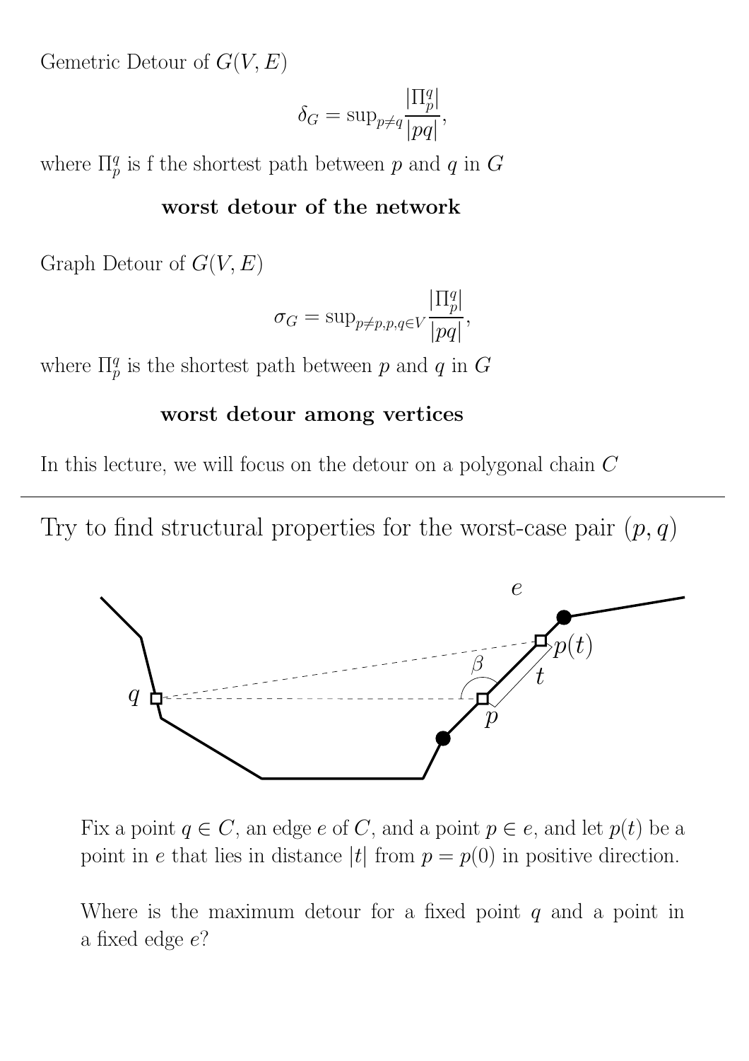Gemetric Detour of $G(V, E)$

$$\delta_G = \sup_{p \neq q} \frac{|\Pi_p^q|}{|pq|},$$

where $\Pi_p^q$ is f the shortest path between $p$ and $q$ in $G$

**worst detour of the network**

Graph Detour of $G(V, E)$

$$\sigma_G = \sup_{p \neq p, p, q \in V} \frac{|\Pi_p^q|}{|pq|},$$

where $\Pi_p^q$ is the shortest path between $p$ and $q$ in $G$

**worst detour among vertices**

In this lecture, we will focus on the detour on a polygonal chain $C$

---

Try to find structural properties for the worst-case pair $(p, q)$

Fix a point $q \in C$, an edge $e$ of $C$, and a point $p \in e$, and let $p(t)$ be a point in $e$ that lies in distance $|t|$ from $p = p(0)$ in positive direction.

Where is the maximum detour for a fixed point $q$ and a point in a fixed edge $e$?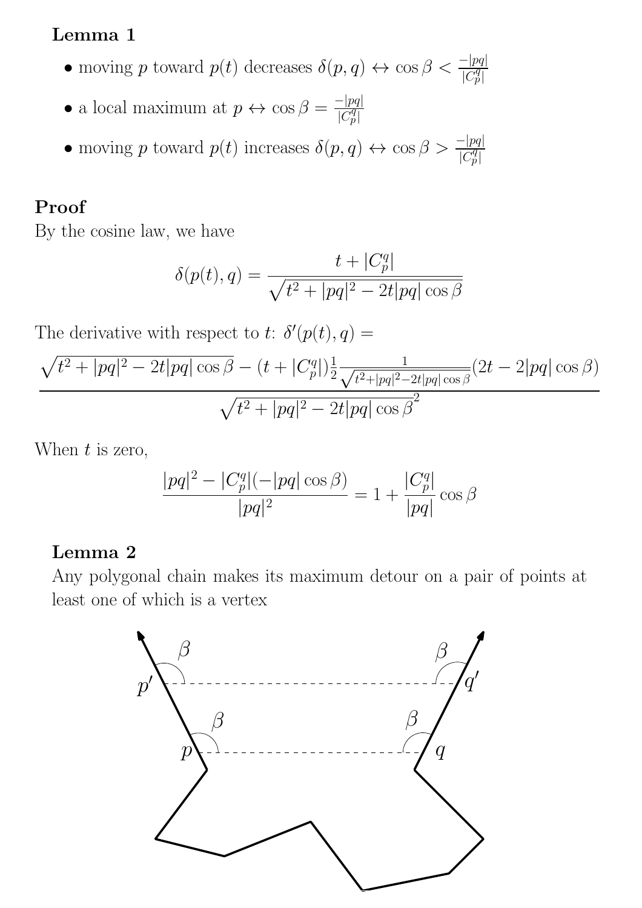**Lemma 1**

- moving $p$ toward $p(t)$ decreases $\delta(p,q) \leftrightarrow \cos\beta < \frac{-|pq|}{|C_p^q|}$
- a local maximum at $p \leftrightarrow \cos\beta = \frac{-|pq|}{|C_p^q|}$
- moving $p$ toward $p(t)$ increases $\delta(p,q) \leftrightarrow \cos\beta > \frac{-|pq|}{|C_p^q|}$

**Proof**

By the cosine law, we have

$$\delta(p(t),q) = \frac{t + |C_p^q|}{\sqrt{t^2 + |pq|^2 - 2t|pq|\cos\beta}}$$

The derivative with respect to $t$: $\delta'(p(t),q) =$

$$\frac{\sqrt{t^2 + |pq|^2 - 2t|pq|\cos\beta} - (t + |C_p^q|)\frac{1}{2}\frac{1}{\sqrt{t^2+|pq|^2-2t|pq|\cos\beta}}(2t - 2|pq|\cos\beta)}{\sqrt{t^2 + |pq|^2 - 2t|pq|\cos\beta}^2}$$

When $t$ is zero,

$$\frac{|pq|^2 - |C_p^q|(-|pq|\cos\beta)}{|pq|^2} = 1 + \frac{|C_p^q|}{|pq|}\cos\beta$$

**Lemma 2**

Any polygonal chain makes its maximum detour on a pair of points at least one of which is a vertex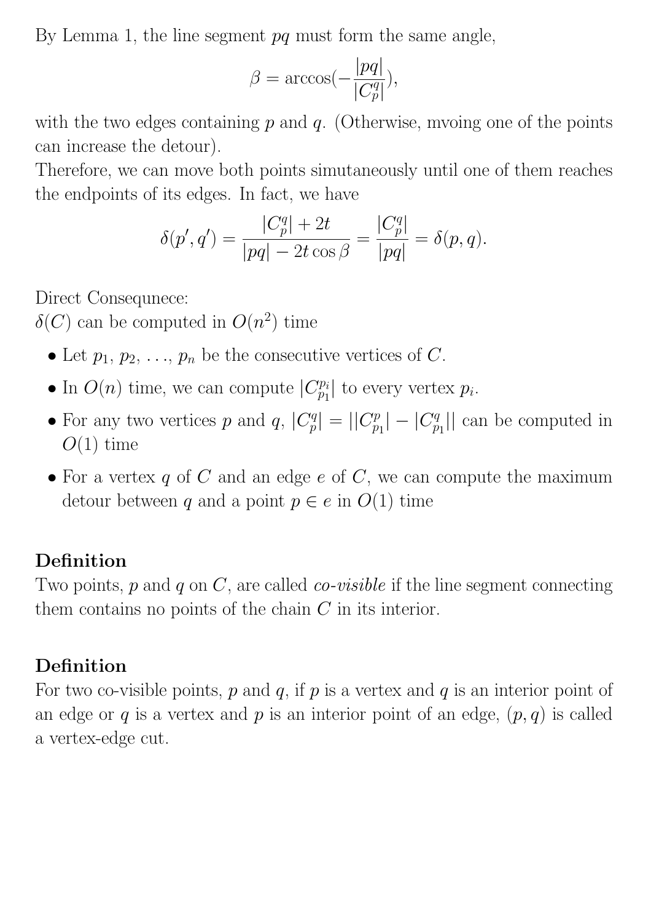By Lemma 1, the line segment $pq$ must form the same angle,

$$\beta = \arccos(-\frac{|pq|}{|C_p^q|}),$$

with the two edges containing $p$ and $q$. (Otherwise, mvoing one of the points can increase the detour).

Therefore, we can move both points simutaneously until one of them reaches the endpoints of its edges. In fact, we have

$$\delta(p', q') = \frac{|C_p^q| + 2t}{|pq| - 2t\cos\beta} = \frac{|C_p^q|}{|pq|} = \delta(p, q).$$

Direct Consequnece:

$\delta(C)$ can be computed in $O(n^2)$ time

- Let $p_1, p_2, \ldots, p_n$ be the consecutive vertices of $C$.
- In $O(n)$ time, we can compute $|C_{p_1}^{p_i}|$ to every vertex $p_i$.
- For any two vertices $p$ and $q$, $|C_p^q| = ||C_{p_1}^p| - |C_{p_1}^q||$ can be computed in $O(1)$ time
- For a vertex $q$ of $C$ and an edge $e$ of $C$, we can compute the maximum detour between $q$ and a point $p \in e$ in $O(1)$ time

**Definition**

Two points, $p$ and $q$ on $C$, are called *co-visible* if the line segment connecting them contains no points of the chain $C$ in its interior.

**Definition**

For two co-visible points, $p$ and $q$, if $p$ is a vertex and $q$ is an interior point of an edge or $q$ is a vertex and $p$ is an interior point of an edge, $(p, q)$ is called a vertex-edge cut.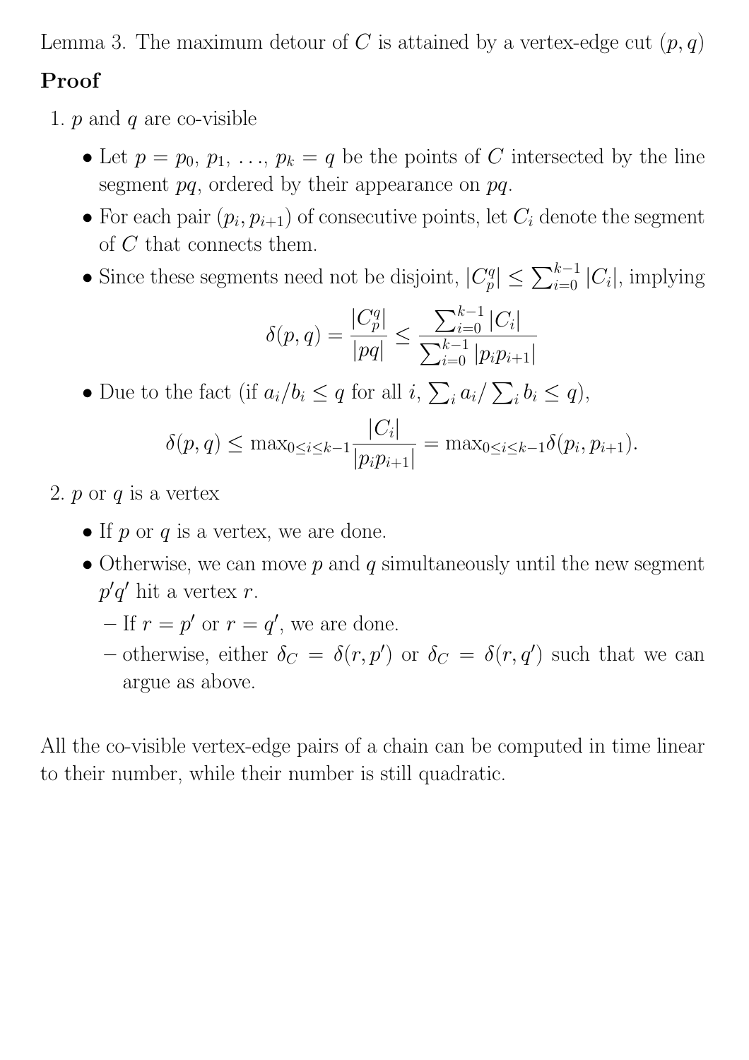Lemma 3. The maximum detour of $C$ is attained by a vertex-edge cut $(p, q)$

**Proof**

1. $p$ and $q$ are co-visible
   - Let $p = p_0, p_1, \ldots, p_k = q$ be the points of $C$ intersected by the line segment $pq$, ordered by their appearance on $pq$.
   - For each pair $(p_i, p_{i+1})$ of consecutive points, let $C_i$ denote the segment of $C$ that connects them.
   - Since these segments need not be disjoint, $|C_p^q| \leq \sum_{i=0}^{k-1} |C_i|$, implying

     $$\delta(p, q) = \frac{|C_p^q|}{|pq|} \leq \frac{\sum_{i=0}^{k-1} |C_i|}{\sum_{i=0}^{k-1} |p_i p_{i+1}|}$$

   - Due to the fact (if $a_i/b_i \leq q$ for all $i$, $\sum_i a_i / \sum_i b_i \leq q$),

     $$\delta(p, q) \leq \max_{0 \leq i \leq k-1} \frac{|C_i|}{|p_i p_{i+1}|} = \max_{0 \leq i \leq k-1} \delta(p_i, p_{i+1}).$$

2. $p$ or $q$ is a vertex
   - If $p$ or $q$ is a vertex, we are done.
   - Otherwise, we can move $p$ and $q$ simultaneously until the new segment $p'q'$ hit a vertex $r$.
     - If $r = p'$ or $r = q'$, we are done.
     - otherwise, either $\delta_C = \delta(r, p')$ or $\delta_C = \delta(r, q')$ such that we can argue as above.

All the co-visible vertex-edge pairs of a chain can be computed in time linear to their number, while their number is still quadratic.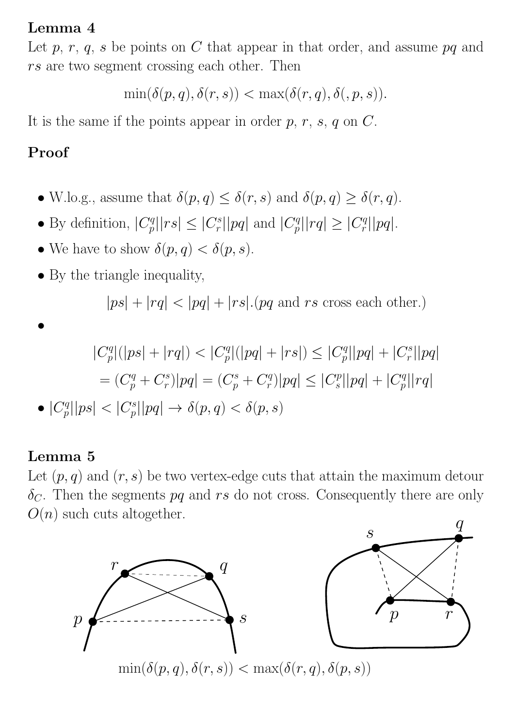**Lemma 4**

Let $p$, $r$, $q$, $s$ be points on $C$ that appear in that order, and assume $pq$ and $rs$ are two segment crossing each other. Then

$$\min(\delta(p,q), \delta(r,s)) < \max(\delta(r,q), \delta(,p,s)).$$

It is the same if the points appear in order $p$, $r$, $s$, $q$ on $C$.

**Proof**

- W.lo.g., assume that $\delta(p,q) \leq \delta(r,s)$ and $\delta(p,q) \geq \delta(r,q)$.
- By definition, $|C_p^q||rs| \leq |C_r^s||pq|$ and $|C_p^q||rq| \geq |C_r^q||pq|$.
- We have to show $\delta(p,q) < \delta(p,s)$.
- By the triangle inequality,

$$|ps| + |rq| < |pq| + |rs|. (pq \text{ and } rs \text{ cross each other.})$$

- $$|C_p^q|(|ps| + |rq|) < |C_p^q|(|pq| + |rs|) \leq |C_p^q||pq| + |C_r^s||pq|$$
$$= (C_p^q + C_r^s)|pq| = (C_p^s + C_r^q)|pq| \leq |C_s^p||pq| + |C_p^q||rq|$$

- $|C_p^q||ps| < |C_p^s||pq| \to \delta(p,q) < \delta(p,s)$

**Lemma 5**

Let $(p,q)$ and $(r,s)$ be two vertex-edge cuts that attain the maximum detour $\delta_C$. Then the segments $pq$ and $rs$ do not cross. Consequently there are only $O(n)$ such cuts altogether.

$\min(\delta(p,q), \delta(r,s)) < \max(\delta(r,q), \delta(p,s))$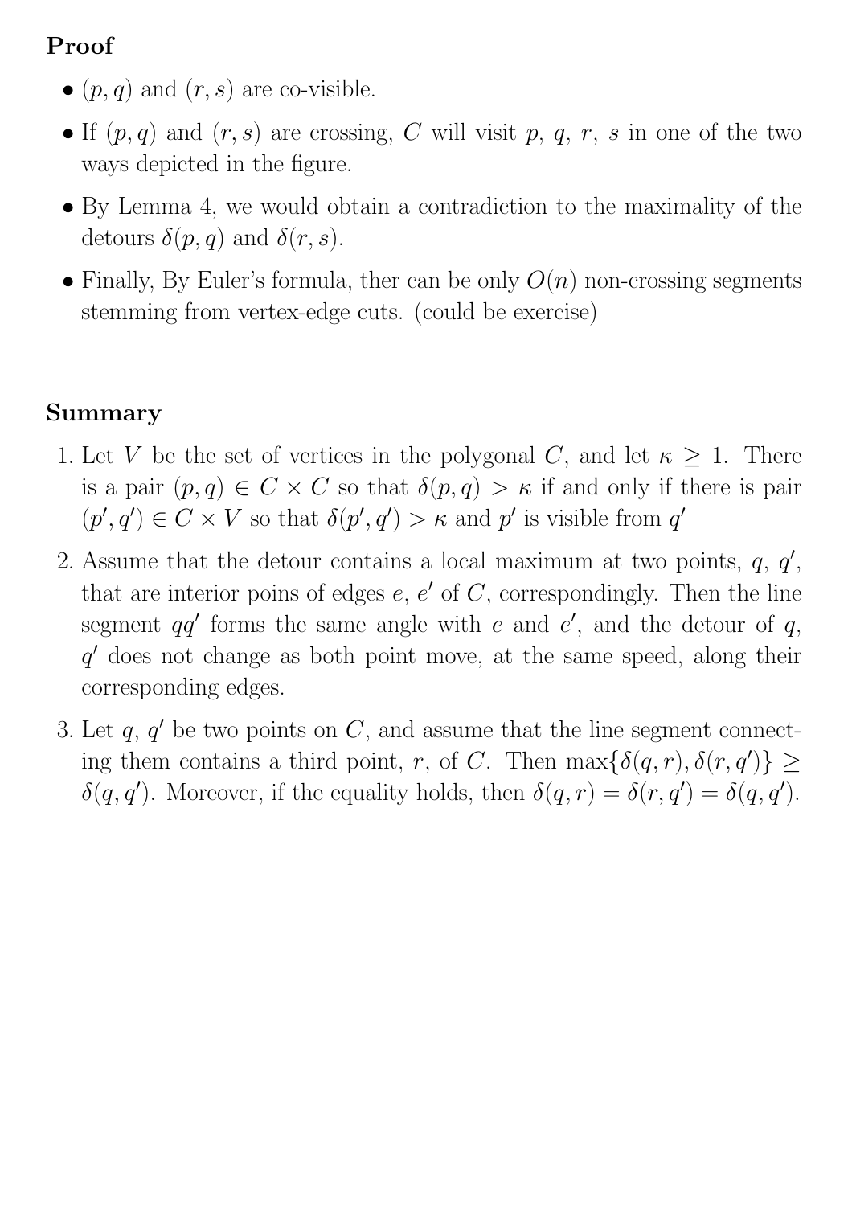**Proof**

- $(p, q)$ and $(r, s)$ are co-visible.
- If $(p, q)$ and $(r, s)$ are crossing, $C$ will visit $p$, $q$, $r$, $s$ in one of the two ways depicted in the figure.
- By Lemma 4, we would obtain a contradiction to the maximality of the detours $\delta(p, q)$ and $\delta(r, s)$.
- Finally, By Euler's formula, ther can be only $O(n)$ non-crossing segments stemming from vertex-edge cuts. (could be exercise)

**Summary**

1. Let $V$ be the set of vertices in the polygonal $C$, and let $\kappa \geq 1$. There is a pair $(p, q) \in C \times C$ so that $\delta(p, q) > \kappa$ if and only if there is pair $(p', q') \in C \times V$ so that $\delta(p', q') > \kappa$ and $p'$ is visible from $q'$
2. Assume that the detour contains a local maximum at two points, $q$, $q'$, that are interior poins of edges $e$, $e'$ of $C$, correspondingly. Then the line segment $qq'$ forms the same angle with $e$ and $e'$, and the detour of $q$, $q'$ does not change as both point move, at the same speed, along their corresponding edges.
3. Let $q$, $q'$ be two points on $C$, and assume that the line segment connecting them contains a third point, $r$, of $C$. Then $\max\{\delta(q, r), \delta(r, q')\} \geq \delta(q, q')$. Moreover, if the equality holds, then $\delta(q, r) = \delta(r, q') = \delta(q, q')$.